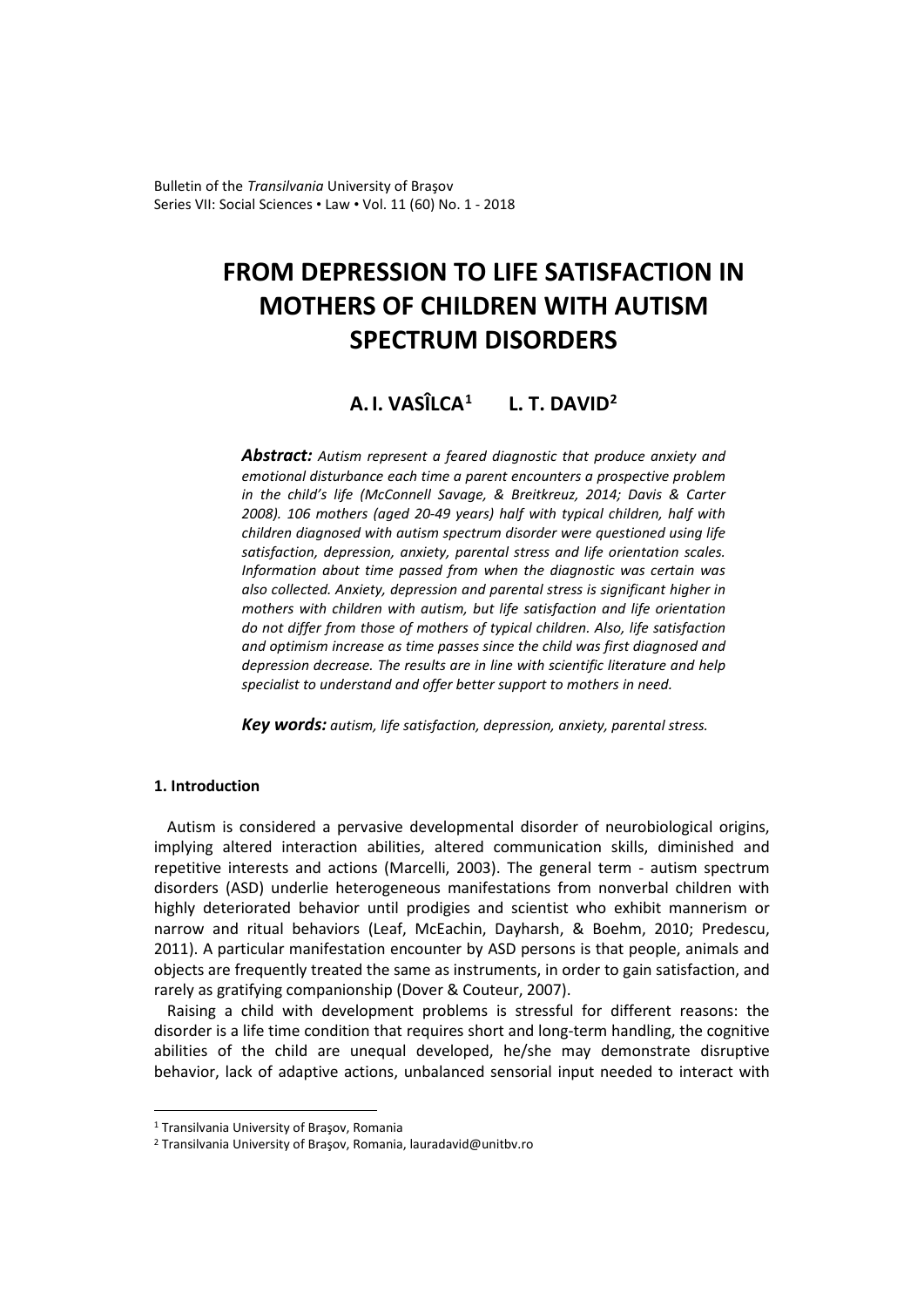# FROM DEPRESSION TO LIFE SATISFACTION IN MOTHERS OF CHILDREN WITH AUTISM SPECTRUM DISORDERS

**A. I. VASÎLCA**[1] **L. T. DAVID**[2]

***Abstract:*** *Autism represent a feared diagnostic that produce anxiety and emotional disturbance each time a parent encounters a prospective problem in the child's life (McConnell Savage, & Breitkreuz, 2014; Davis & Carter 2008). 106 mothers (aged 20-49 years) half with typical children, half with children diagnosed with autism spectrum disorder were questioned using life satisfaction, depression, anxiety, parental stress and life orientation scales. Information about time passed from when the diagnostic was certain was also collected. Anxiety, depression and parental stress is significant higher in mothers with children with autism, but life satisfaction and life orientation do not differ from those of mothers of typical children. Also, life satisfaction and optimism increase as time passes since the child was first diagnosed and depression decrease. The results are in line with scientific literature and help specialist to understand and offer better support to mothers in need.*

***Key words:*** *autism, life satisfaction, depression, anxiety, parental stress.*

## 1. Introduction

Autism is considered a pervasive developmental disorder of neurobiological origins, implying altered interaction abilities, altered communication skills, diminished and repetitive interests and actions (Marcelli, 2003). The general term - autism spectrum disorders (ASD) underlie heterogeneous manifestations from nonverbal children with highly deteriorated behavior until prodigies and scientist who exhibit mannerism or narrow and ritual behaviors (Leaf, McEachin, Dayharsh, & Boehm, 2010; Predescu, 2011). A particular manifestation encounter by ASD persons is that people, animals and objects are frequently treated the same as instruments, in order to gain satisfaction, and rarely as gratifying companionship (Dover & Couteur, 2007).

Raising a child with development problems is stressful for different reasons: the disorder is a life time condition that requires short and long-term handling, the cognitive abilities of the child are unequal developed, he/she may demonstrate disruptive behavior, lack of adaptive actions, unbalanced sensorial input needed to interact with

---

[1] Transilvania University of Braşov, Romania

[2] Transilvania University of Braşov, Romania, lauradavid@unitbv.ro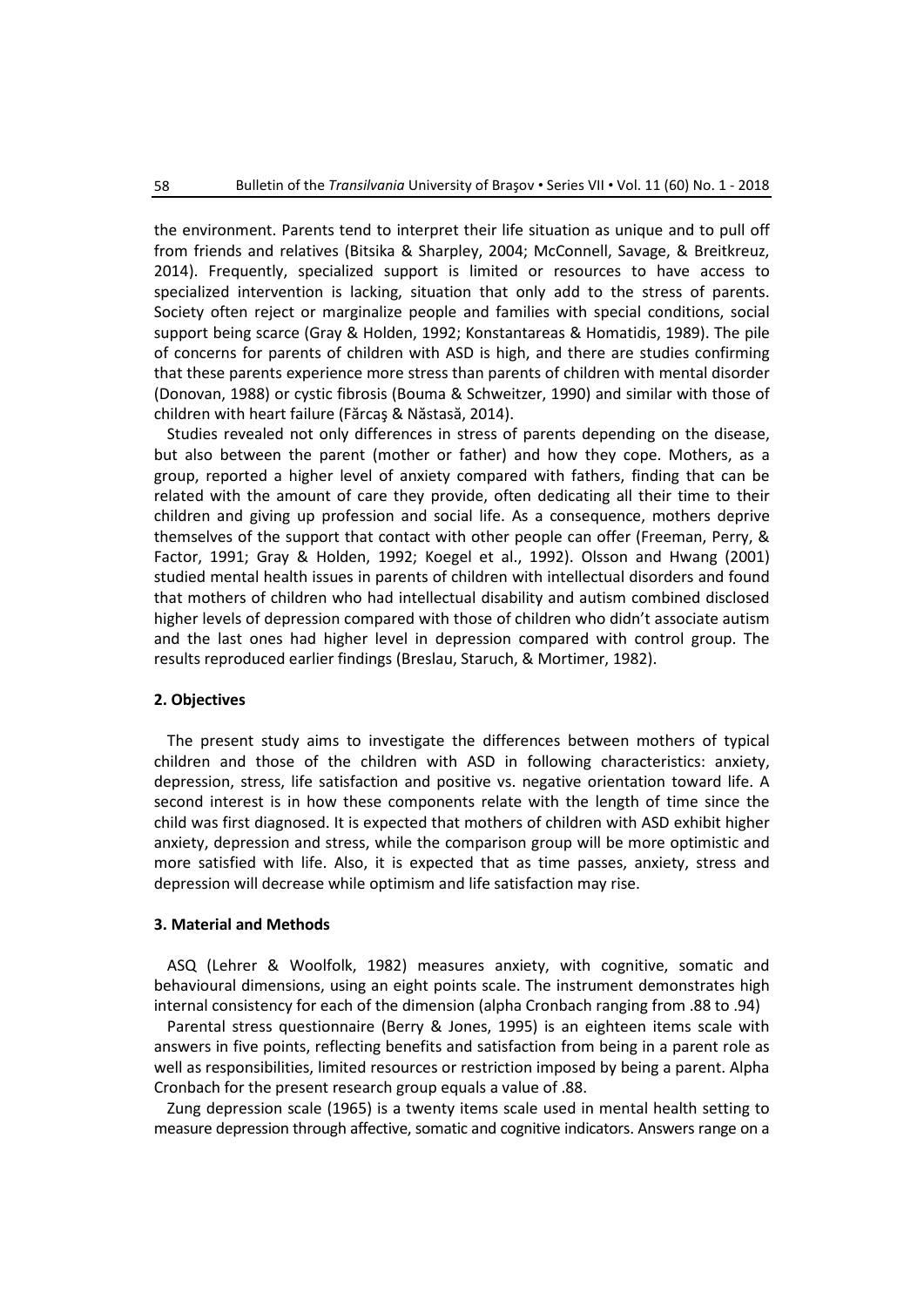the environment. Parents tend to interpret their life situation as unique and to pull off from friends and relatives (Bitsika & Sharpley, 2004; McConnell, Savage, & Breitkreuz, 2014). Frequently, specialized support is limited or resources to have access to specialized intervention is lacking, situation that only add to the stress of parents. Society often reject or marginalize people and families with special conditions, social support being scarce (Gray & Holden, 1992; Konstantareas & Homatidis, 1989). The pile of concerns for parents of children with ASD is high, and there are studies confirming that these parents experience more stress than parents of children with mental disorder (Donovan, 1988) or cystic fibrosis (Bouma & Schweitzer, 1990) and similar with those of children with heart failure (Fărcaş & Năstasă, 2014).

Studies revealed not only differences in stress of parents depending on the disease, but also between the parent (mother or father) and how they cope. Mothers, as a group, reported a higher level of anxiety compared with fathers, finding that can be related with the amount of care they provide, often dedicating all their time to their children and giving up profession and social life. As a consequence, mothers deprive themselves of the support that contact with other people can offer (Freeman, Perry, & Factor, 1991; Gray & Holden, 1992; Koegel et al., 1992). Olsson and Hwang (2001) studied mental health issues in parents of children with intellectual disorders and found that mothers of children who had intellectual disability and autism combined disclosed higher levels of depression compared with those of children who didn't associate autism and the last ones had higher level in depression compared with control group. The results reproduced earlier findings (Breslau, Staruch, & Mortimer, 1982).

## 2. Objectives

The present study aims to investigate the differences between mothers of typical children and those of the children with ASD in following characteristics: anxiety, depression, stress, life satisfaction and positive vs. negative orientation toward life. A second interest is in how these components relate with the length of time since the child was first diagnosed. It is expected that mothers of children with ASD exhibit higher anxiety, depression and stress, while the comparison group will be more optimistic and more satisfied with life. Also, it is expected that as time passes, anxiety, stress and depression will decrease while optimism and life satisfaction may rise.

## 3. Material and Methods

ASQ (Lehrer & Woolfolk, 1982) measures anxiety, with cognitive, somatic and behavioural dimensions, using an eight points scale. The instrument demonstrates high internal consistency for each of the dimension (alpha Cronbach ranging from .88 to .94)

Parental stress questionnaire (Berry & Jones, 1995) is an eighteen items scale with answers in five points, reflecting benefits and satisfaction from being in a parent role as well as responsibilities, limited resources or restriction imposed by being a parent. Alpha Cronbach for the present research group equals a value of .88.

Zung depression scale (1965) is a twenty items scale used in mental health setting to measure depression through affective, somatic and cognitive indicators. Answers range on a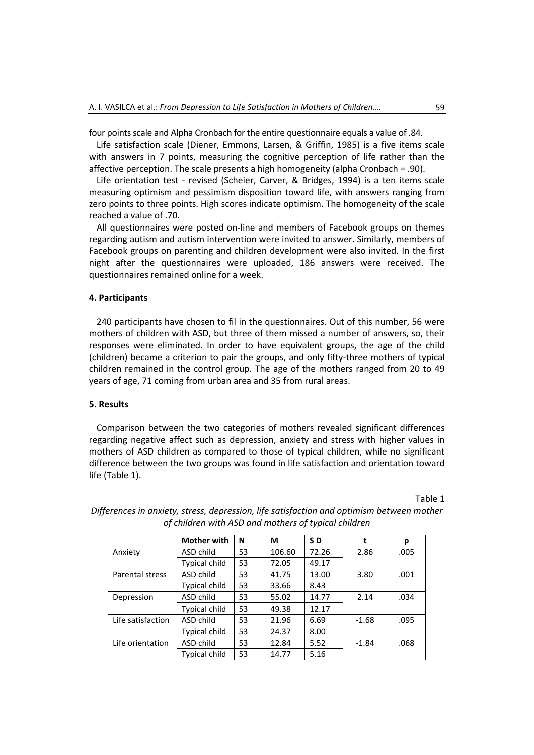four points scale and Alpha Cronbach for the entire questionnaire equals a value of .84.

Life satisfaction scale (Diener, Emmons, Larsen, & Griffin, 1985) is a five items scale with answers in 7 points, measuring the cognitive perception of life rather than the affective perception. The scale presents a high homogeneity (alpha Cronbach = .90).

Life orientation test - revised (Scheier, Carver, & Bridges, 1994) is a ten items scale measuring optimism and pessimism disposition toward life, with answers ranging from zero points to three points. High scores indicate optimism. The homogeneity of the scale reached a value of .70.

All questionnaires were posted on-line and members of Facebook groups on themes regarding autism and autism intervention were invited to answer. Similarly, members of Facebook groups on parenting and children development were also invited. In the first night after the questionnaires were uploaded, 186 answers were received. The questionnaires remained online for a week.

## 4. Participants

240 participants have chosen to fil in the questionnaires. Out of this number, 56 were mothers of children with ASD, but three of them missed a number of answers, so, their responses were eliminated. In order to have equivalent groups, the age of the child (children) became a criterion to pair the groups, and only fifty-three mothers of typical children remained in the control group. The age of the mothers ranged from 20 to 49 years of age, 71 coming from urban area and 35 from rural areas.

## 5. Results

Comparison between the two categories of mothers revealed significant differences regarding negative affect such as depression, anxiety and stress with higher values in mothers of ASD children as compared to those of typical children, while no significant difference between the two groups was found in life satisfaction and orientation toward life (Table 1).

Table 1

*Differences in anxiety, stress, depression, life satisfaction and optimism between mother of children with ASD and mothers of typical children*

| | Mother with | N | M | S D | t | p |
|---|---|---|---|---|---|---|
| Anxiety | ASD child | 53 | 106.60 | 72.26 | 2.86 | .005 |
| | Typical child | 53 | 72.05 | 49.17 | | |
| Parental stress | ASD child | 53 | 41.75 | 13.00 | 3.80 | .001 |
| | Typical child | 53 | 33.66 | 8.43 | | |
| Depression | ASD child | 53 | 55.02 | 14.77 | 2.14 | .034 |
| | Typical child | 53 | 49.38 | 12.17 | | |
| Life satisfaction | ASD child | 53 | 21.96 | 6.69 | -1.68 | .095 |
| | Typical child | 53 | 24.37 | 8.00 | | |
| Life orientation | ASD child | 53 | 12.84 | 5.52 | -1.84 | .068 |
| | Typical child | 53 | 14.77 | 5.16 | | |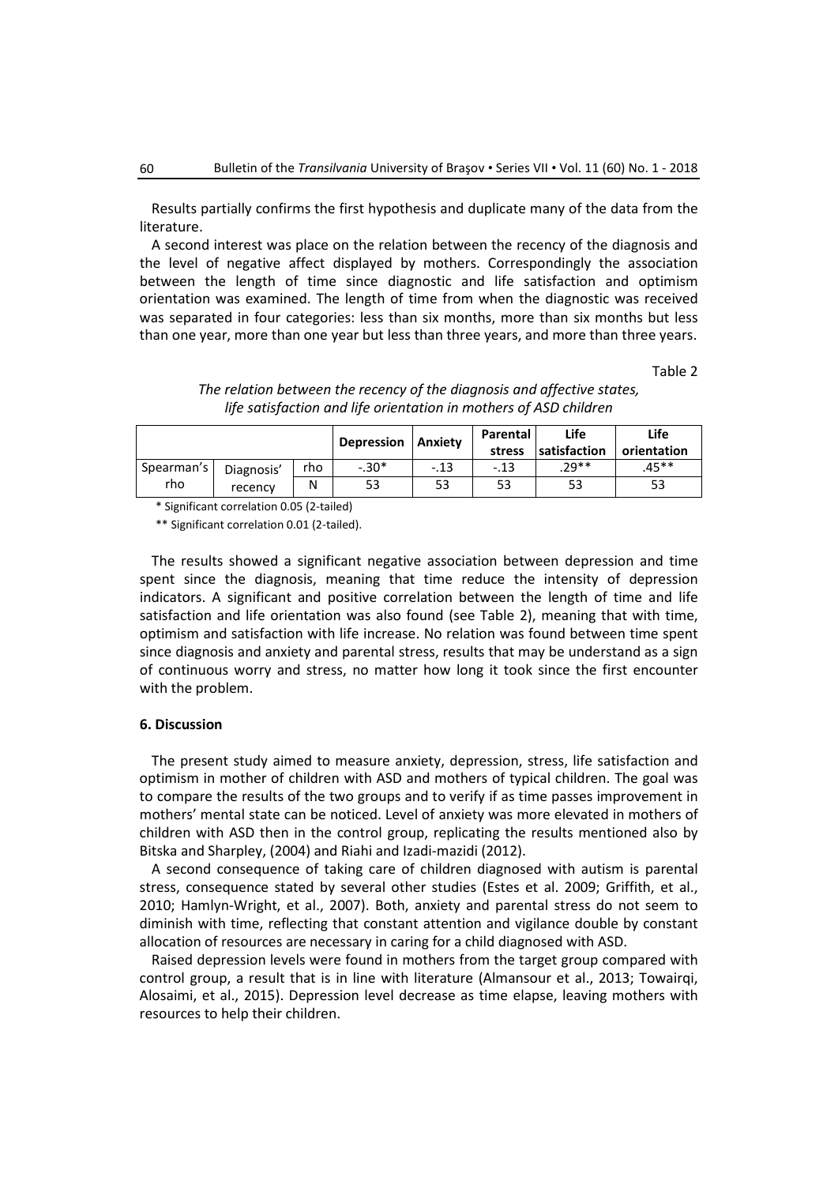Results partially confirms the first hypothesis and duplicate many of the data from the literature.

A second interest was place on the relation between the recency of the diagnosis and the level of negative affect displayed by mothers. Correspondingly the association between the length of time since diagnostic and life satisfaction and optimism orientation was examined. The length of time from when the diagnostic was received was separated in four categories: less than six months, more than six months but less than one year, more than one year but less than three years, and more than three years.

Table 2

*The relation between the recency of the diagnosis and affective states, life satisfaction and life orientation in mothers of ASD children*

| | | | **Depression** | **Anxiety** | **Parental stress** | **Life satisfaction** | **Life orientation** |
|---|---|---|---|---|---|---|---|
| Spearman's rho | Diagnosis' recency | rho | -.30* | -.13 | -.13 | .29** | .45** |
| | | N | 53 | 53 | 53 | 53 | 53 |

\* Significant correlation 0.05 (2-tailed)

** Significant correlation 0.01 (2-tailed).

The results showed a significant negative association between depression and time spent since the diagnosis, meaning that time reduce the intensity of depression indicators. A significant and positive correlation between the length of time and life satisfaction and life orientation was also found (see Table 2), meaning that with time, optimism and satisfaction with life increase. No relation was found between time spent since diagnosis and anxiety and parental stress, results that may be understand as a sign of continuous worry and stress, no matter how long it took since the first encounter with the problem.

### 6. Discussion

The present study aimed to measure anxiety, depression, stress, life satisfaction and optimism in mother of children with ASD and mothers of typical children. The goal was to compare the results of the two groups and to verify if as time passes improvement in mothers' mental state can be noticed. Level of anxiety was more elevated in mothers of children with ASD then in the control group, replicating the results mentioned also by Bitska and Sharpley, (2004) and Riahi and Izadi-mazidi (2012).

A second consequence of taking care of children diagnosed with autism is parental stress, consequence stated by several other studies (Estes et al. 2009; Griffith, et al., 2010; Hamlyn-Wright, et al., 2007). Both, anxiety and parental stress do not seem to diminish with time, reflecting that constant attention and vigilance double by constant allocation of resources are necessary in caring for a child diagnosed with ASD.

Raised depression levels were found in mothers from the target group compared with control group, a result that is in line with literature (Almansour et al., 2013; Towairqi, Alosaimi, et al., 2015). Depression level decrease as time elapse, leaving mothers with resources to help their children.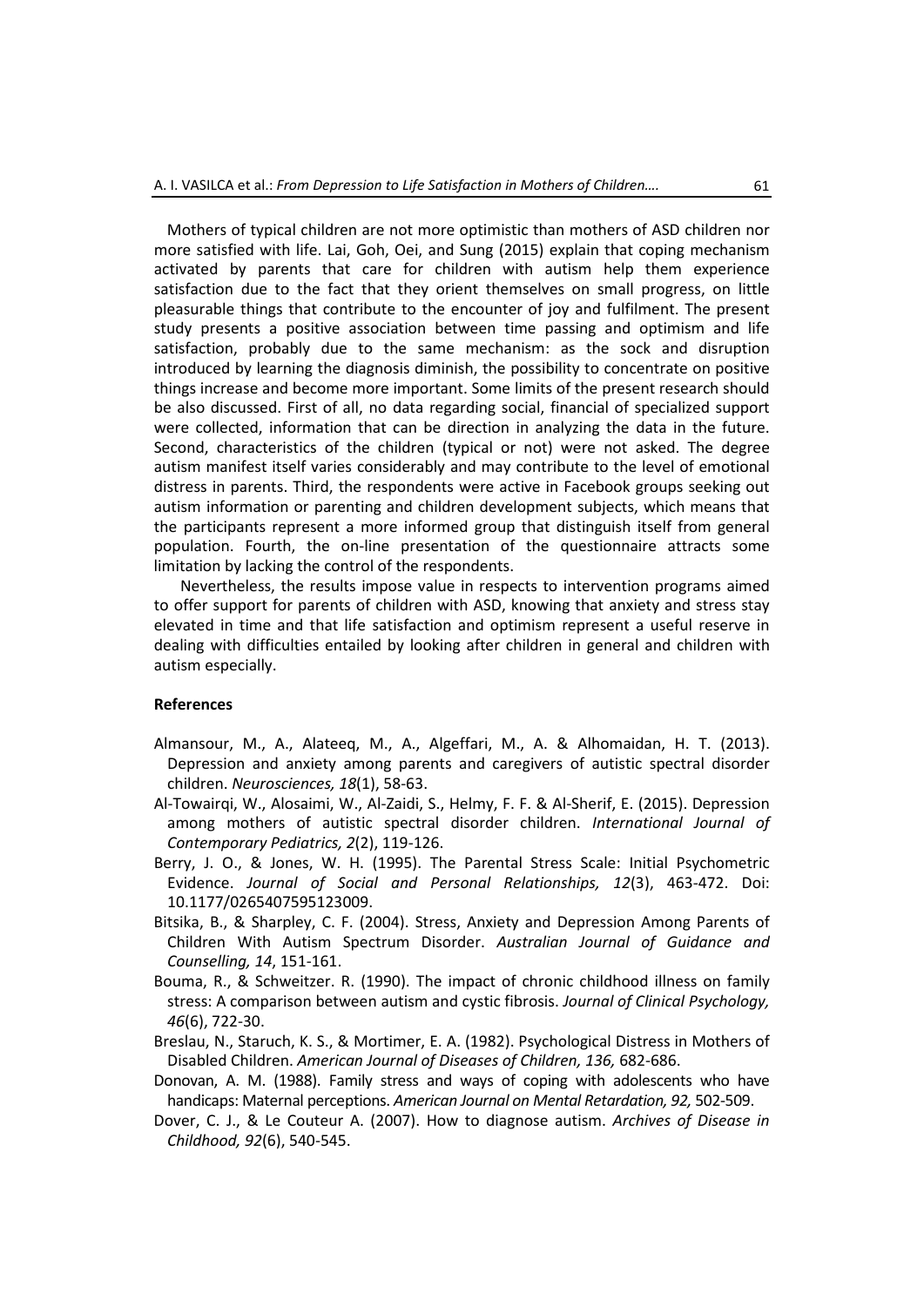Mothers of typical children are not more optimistic than mothers of ASD children nor more satisfied with life. Lai, Goh, Oei, and Sung (2015) explain that coping mechanism activated by parents that care for children with autism help them experience satisfaction due to the fact that they orient themselves on small progress, on little pleasurable things that contribute to the encounter of joy and fulfilment. The present study presents a positive association between time passing and optimism and life satisfaction, probably due to the same mechanism: as the sock and disruption introduced by learning the diagnosis diminish, the possibility to concentrate on positive things increase and become more important. Some limits of the present research should be also discussed. First of all, no data regarding social, financial of specialized support were collected, information that can be direction in analyzing the data in the future. Second, characteristics of the children (typical or not) were not asked. The degree autism manifest itself varies considerably and may contribute to the level of emotional distress in parents. Third, the respondents were active in Facebook groups seeking out autism information or parenting and children development subjects, which means that the participants represent a more informed group that distinguish itself from general population. Fourth, the on-line presentation of the questionnaire attracts some limitation by lacking the control of the respondents.

Nevertheless, the results impose value in respects to intervention programs aimed to offer support for parents of children with ASD, knowing that anxiety and stress stay elevated in time and that life satisfaction and optimism represent a useful reserve in dealing with difficulties entailed by looking after children in general and children with autism especially.

## References

Almansour, M., A., Alateeq, M., A., Algeffari, M., A. & Alhomaidan, H. T. (2013). Depression and anxiety among parents and caregivers of autistic spectral disorder children. *Neurosciences, 18*(1), 58-63.

Al-Towairqi, W., Alosaimi, W., Al-Zaidi, S., Helmy, F. F. & Al-Sherif, E. (2015). Depression among mothers of autistic spectral disorder children. *International Journal of Contemporary Pediatrics, 2*(2), 119-126.

Berry, J. O., & Jones, W. H. (1995). The Parental Stress Scale: Initial Psychometric Evidence. *Journal of Social and Personal Relationships, 12*(3), 463-472. Doi: 10.1177/0265407595123009.

Bitsika, B., & Sharpley, C. F. (2004). Stress, Anxiety and Depression Among Parents of Children With Autism Spectrum Disorder. *Australian Journal of Guidance and Counselling, 14*, 151-161.

Bouma, R., & Schweitzer. R. (1990). The impact of chronic childhood illness on family stress: A comparison between autism and cystic fibrosis. *Journal of Clinical Psychology, 46*(6), 722-30.

Breslau, N., Staruch, K. S., & Mortimer, E. A. (1982). Psychological Distress in Mothers of Disabled Children. *American Journal of Diseases of Children, 136,* 682-686.

Donovan, A. M. (1988). Family stress and ways of coping with adolescents who have handicaps: Maternal perceptions. *American Journal on Mental Retardation, 92,* 502-509.

Dover, C. J., & Le Couteur A. (2007). How to diagnose autism. *Archives of Disease in Childhood, 92*(6), 540-545.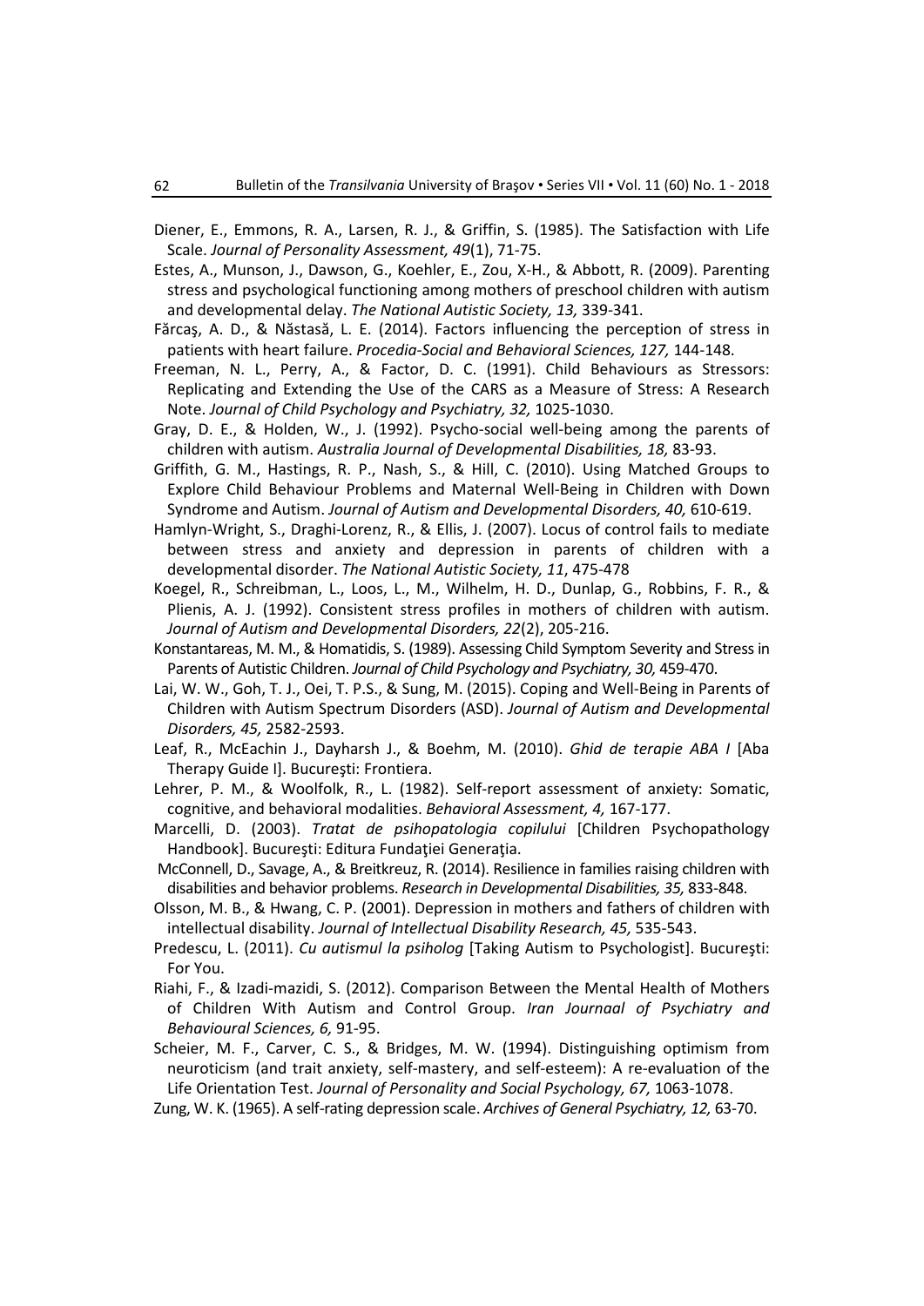Diener, E., Emmons, R. A., Larsen, R. J., & Griffin, S. (1985). The Satisfaction with Life Scale. *Journal of Personality Assessment, 49*(1), 71-75.

Estes, A., Munson, J., Dawson, G., Koehler, E., Zou, X-H., & Abbott, R. (2009). Parenting stress and psychological functioning among mothers of preschool children with autism and developmental delay. *The National Autistic Society, 13,* 339-341.

Fărcaş, A. D., & Năstasă, L. E. (2014). Factors influencing the perception of stress in patients with heart failure. *Procedia-Social and Behavioral Sciences, 127,* 144-148.

Freeman, N. L., Perry, A., & Factor, D. C. (1991). Child Behaviours as Stressors: Replicating and Extending the Use of the CARS as a Measure of Stress: A Research Note. *Journal of Child Psychology and Psychiatry, 32,* 1025-1030.

Gray, D. E., & Holden, W., J. (1992). Psycho-social well-being among the parents of children with autism. *Australia Journal of Developmental Disabilities, 18,* 83-93.

Griffith, G. M., Hastings, R. P., Nash, S., & Hill, C. (2010). Using Matched Groups to Explore Child Behaviour Problems and Maternal Well-Being in Children with Down Syndrome and Autism. *Journal of Autism and Developmental Disorders, 40,* 610-619.

Hamlyn-Wright, S., Draghi-Lorenz, R., & Ellis, J. (2007). Locus of control fails to mediate between stress and anxiety and depression in parents of children with a developmental disorder. *The National Autistic Society, 11*, 475-478

Koegel, R., Schreibman, L., Loos, L., M., Wilhelm, H. D., Dunlap, G., Robbins, F. R., & Plienis, A. J. (1992). Consistent stress profiles in mothers of children with autism. *Journal of Autism and Developmental Disorders, 22*(2), 205-216.

Konstantareas, M. M., & Homatidis, S. (1989). Assessing Child Symptom Severity and Stress in Parents of Autistic Children. *Journal of Child Psychology and Psychiatry, 30,* 459-470.

Lai, W. W., Goh, T. J., Oei, T. P.S., & Sung, M. (2015). Coping and Well-Being in Parents of Children with Autism Spectrum Disorders (ASD). *Journal of Autism and Developmental Disorders, 45,* 2582-2593.

Leaf, R., McEachin J., Dayharsh J., & Boehm, M. (2010). *Ghid de terapie ABA I* [Aba Therapy Guide I]. Bucureşti: Frontiera.

Lehrer, P. M., & Woolfolk, R., L. (1982). Self-report assessment of anxiety: Somatic, cognitive, and behavioral modalities. *Behavioral Assessment, 4,* 167-177.

Marcelli, D. (2003). *Tratat de psihopatologia copilului* [Children Psychopathology Handbook]. Bucureşti: Editura Fundaţiei Generaţia.

McConnell, D., Savage, A., & Breitkreuz, R. (2014). Resilience in families raising children with disabilities and behavior problems. *Research in Developmental Disabilities, 35,* 833-848.

Olsson, M. B., & Hwang, C. P. (2001). Depression in mothers and fathers of children with intellectual disability. *Journal of Intellectual Disability Research, 45,* 535-543.

Predescu, L. (2011). *Cu autismul la psiholog* [Taking Autism to Psychologist]. Bucureşti: For You.

Riahi, F., & Izadi-mazidi, S. (2012). Comparison Between the Mental Health of Mothers of Children With Autism and Control Group. *Iran Journaal of Psychiatry and Behavioural Sciences, 6,* 91-95.

Scheier, M. F., Carver, C. S., & Bridges, M. W. (1994). Distinguishing optimism from neuroticism (and trait anxiety, self-mastery, and self-esteem): A re-evaluation of the Life Orientation Test. *Journal of Personality and Social Psychology, 67,* 1063-1078.

Zung, W. K. (1965). A self-rating depression scale. *Archives of General Psychiatry, 12,* 63-70.